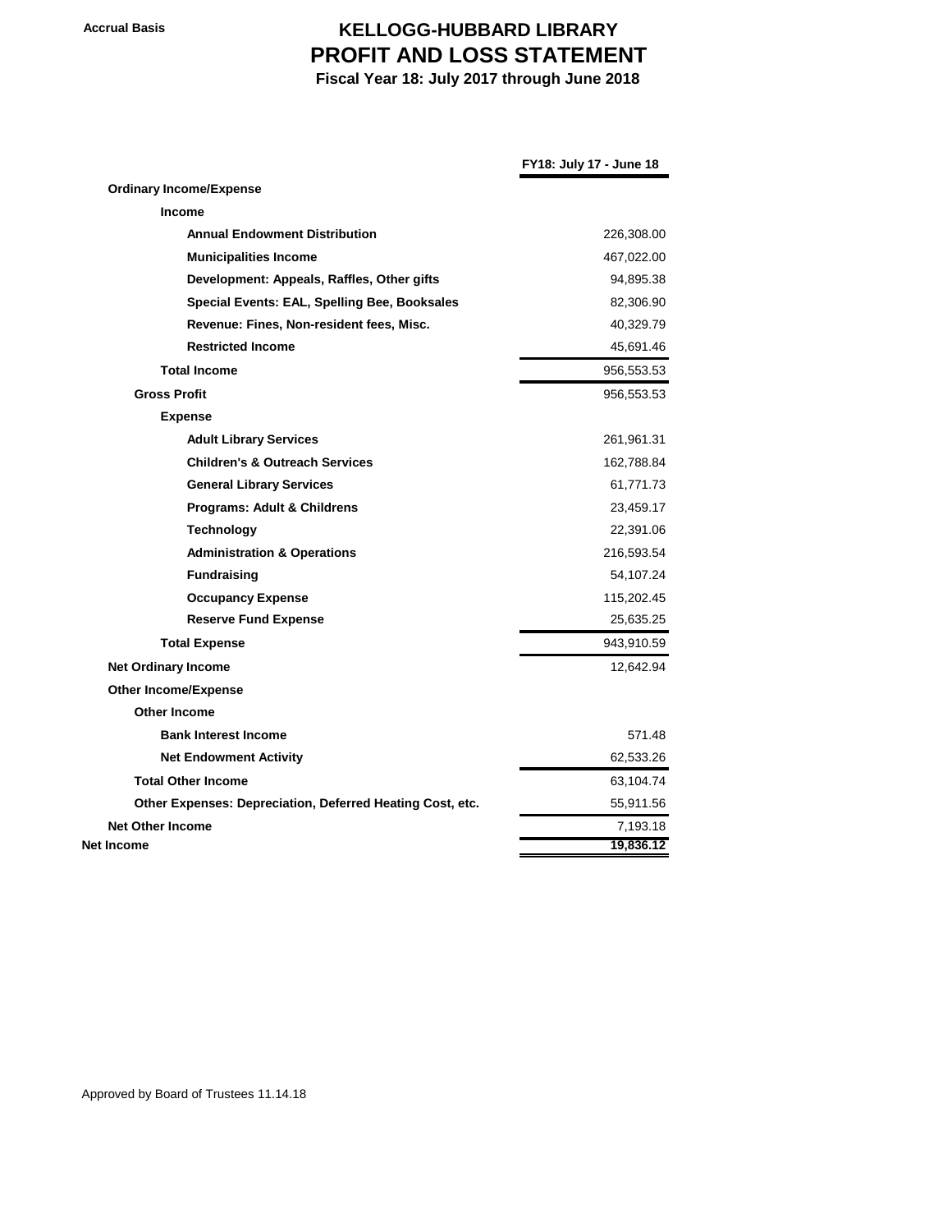Accrual Basis

# KELLOGG-HUBBARD LIBRARY
## PROFIT AND LOSS STATEMENT
### Fiscal Year 18: July 2017 through June 2018

| | FY18: July 17 - June 18 |
|---|---|
| **Ordinary Income/Expense** | |
| **Income** | |
| **Annual Endowment Distribution** | 226,308.00 |
| **Municipalities Income** | 467,022.00 |
| **Development: Appeals, Raffles, Other gifts** | 94,895.38 |
| **Special Events: EAL, Spelling Bee, Booksales** | 82,306.90 |
| **Revenue: Fines, Non-resident fees, Misc.** | 40,329.79 |
| **Restricted Income** | 45,691.46 |
| **Total Income** | 956,553.53 |
| **Gross Profit** | 956,553.53 |
| **Expense** | |
| **Adult Library Services** | 261,961.31 |
| **Children's & Outreach Services** | 162,788.84 |
| **General Library Services** | 61,771.73 |
| **Programs: Adult & Childrens** | 23,459.17 |
| **Technology** | 22,391.06 |
| **Administration & Operations** | 216,593.54 |
| **Fundraising** | 54,107.24 |
| **Occupancy Expense** | 115,202.45 |
| **Reserve Fund Expense** | 25,635.25 |
| **Total Expense** | 943,910.59 |
| **Net Ordinary Income** | 12,642.94 |
| **Other Income/Expense** | |
| **Other Income** | |
| **Bank Interest Income** | 571.48 |
| **Net Endowment Activity** | 62,533.26 |
| **Total Other Income** | 63,104.74 |
| **Other Expenses: Depreciation, Deferred Heating Cost, etc.** | 55,911.56 |
| **Net Other Income** | 7,193.18 |
| **Net Income** | **19,836.12** |

Approved by Board of Trustees 11.14.18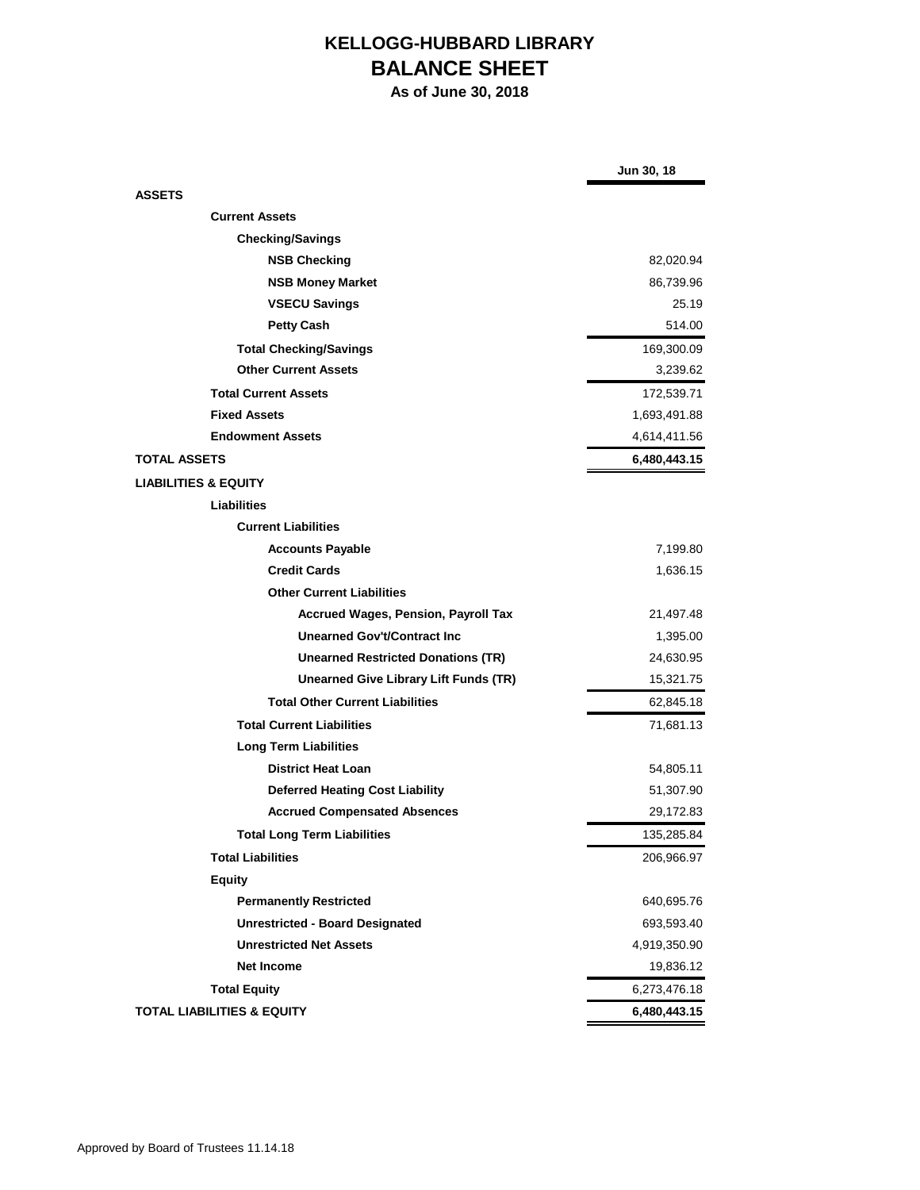# KELLOGG-HUBBARD LIBRARY
## BALANCE SHEET
### As of June 30, 2018

| | Jun 30, 18 |
|---|---|
| **ASSETS** | |
| **Current Assets** | |
| **Checking/Savings** | |
| **NSB Checking** | 82,020.94 |
| **NSB Money Market** | 86,739.96 |
| **VSECU Savings** | 25.19 |
| **Petty Cash** | 514.00 |
| **Total Checking/Savings** | 169,300.09 |
| **Other Current Assets** | 3,239.62 |
| **Total Current Assets** | 172,539.71 |
| **Fixed Assets** | 1,693,491.88 |
| **Endowment Assets** | 4,614,411.56 |
| **TOTAL ASSETS** | **6,480,443.15** |
| **LIABILITIES & EQUITY** | |
| **Liabilities** | |
| **Current Liabilities** | |
| **Accounts Payable** | 7,199.80 |
| **Credit Cards** | 1,636.15 |
| **Other Current Liabilities** | |
| **Accrued Wages, Pension, Payroll Tax** | 21,497.48 |
| **Unearned Gov't/Contract Inc** | 1,395.00 |
| **Unearned Restricted Donations (TR)** | 24,630.95 |
| **Unearned Give Library Lift Funds (TR)** | 15,321.75 |
| **Total Other Current Liabilities** | 62,845.18 |
| **Total Current Liabilities** | 71,681.13 |
| **Long Term Liabilities** | |
| **District Heat Loan** | 54,805.11 |
| **Deferred Heating Cost Liability** | 51,307.90 |
| **Accrued Compensated Absences** | 29,172.83 |
| **Total Long Term Liabilities** | 135,285.84 |
| **Total Liabilities** | 206,966.97 |
| **Equity** | |
| **Permanently Restricted** | 640,695.76 |
| **Unrestricted - Board Designated** | 693,593.40 |
| **Unrestricted Net Assets** | 4,919,350.90 |
| **Net Income** | 19,836.12 |
| **Total Equity** | 6,273,476.18 |
| **TOTAL LIABILITIES & EQUITY** | **6,480,443.15** |

Approved by Board of Trustees 11.14.18